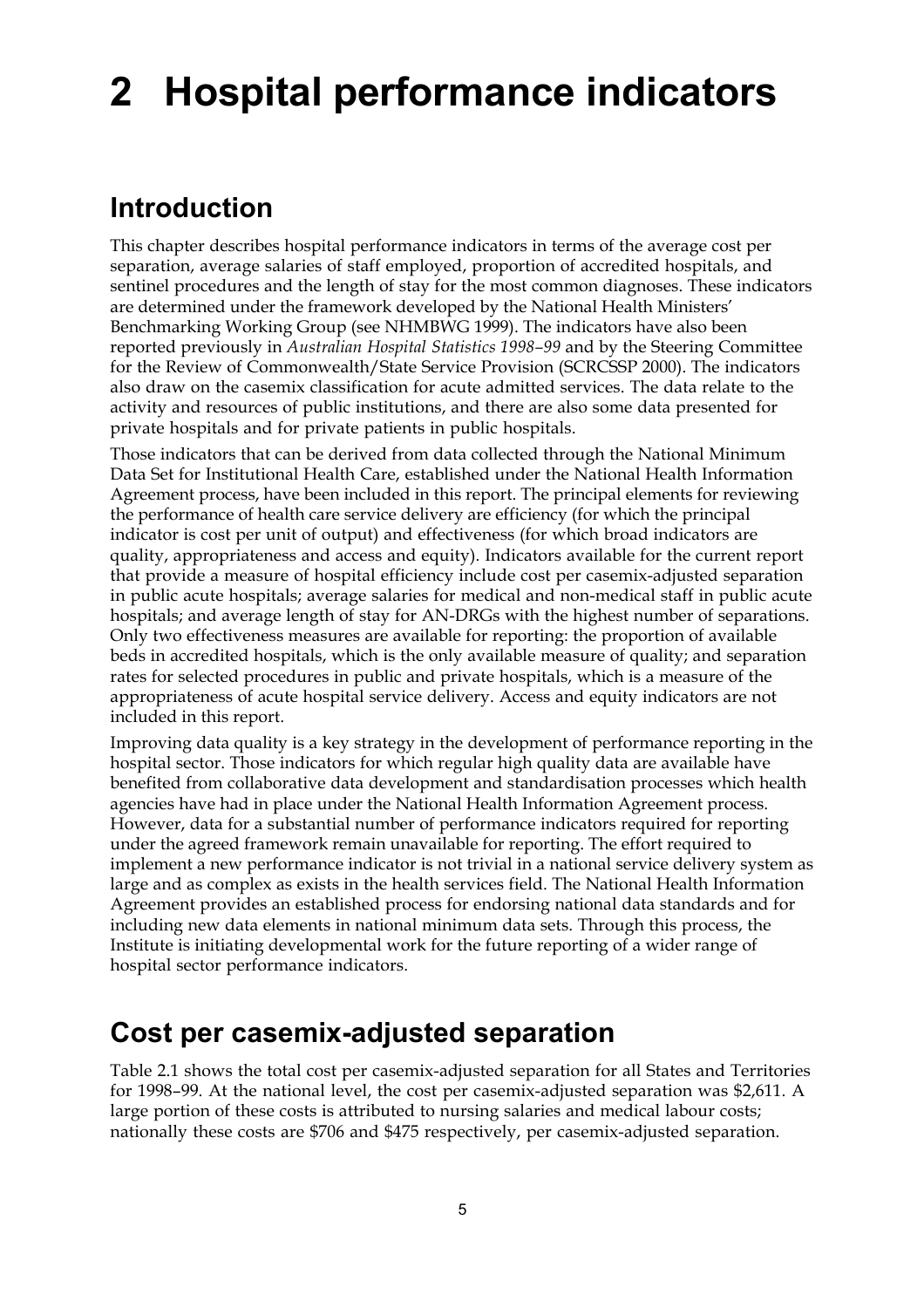# 2 Hospital performance indicators

## Introduction

This chapter describes hospital performance indicators in terms of the average cost per separation, average salaries of staff employed, proportion of accredited hospitals, and sentinel procedures and the length of stay for the most common diagnoses. These indicators are determined under the framework developed by the National Health Ministers' Benchmarking Working Group (see NHMBWG 1999). The indicators have also been reported previously in *Australian Hospital Statistics 1998–99* and by the Steering Committee for the Review of Commonwealth/State Service Provision (SCRCSSP 2000). The indicators also draw on the casemix classification for acute admitted services. The data relate to the activity and resources of public institutions, and there are also some data presented for private hospitals and for private patients in public hospitals.

Those indicators that can be derived from data collected through the National Minimum Data Set for Institutional Health Care, established under the National Health Information Agreement process, have been included in this report. The principal elements for reviewing the performance of health care service delivery are efficiency (for which the principal indicator is cost per unit of output) and effectiveness (for which broad indicators are quality, appropriateness and access and equity). Indicators available for the current report that provide a measure of hospital efficiency include cost per casemix-adjusted separation in public acute hospitals; average salaries for medical and non-medical staff in public acute hospitals; and average length of stay for AN-DRGs with the highest number of separations. Only two effectiveness measures are available for reporting: the proportion of available beds in accredited hospitals, which is the only available measure of quality; and separation rates for selected procedures in public and private hospitals, which is a measure of the appropriateness of acute hospital service delivery. Access and equity indicators are not included in this report.

Improving data quality is a key strategy in the development of performance reporting in the hospital sector. Those indicators for which regular high quality data are available have benefited from collaborative data development and standardisation processes which health agencies have had in place under the National Health Information Agreement process. However, data for a substantial number of performance indicators required for reporting under the agreed framework remain unavailable for reporting. The effort required to implement a new performance indicator is not trivial in a national service delivery system as large and as complex as exists in the health services field. The National Health Information Agreement provides an established process for endorsing national data standards and for including new data elements in national minimum data sets. Through this process, the Institute is initiating developmental work for the future reporting of a wider range of hospital sector performance indicators.

## Cost per casemix-adjusted separation

Table 2.1 shows the total cost per casemix-adjusted separation for all States and Territories for 1998–99. At the national level, the cost per casemix-adjusted separation was $2,611. A large portion of these costs is attributed to nursing salaries and medical labour costs; nationally these costs are $706 and $475 respectively, per casemix-adjusted separation.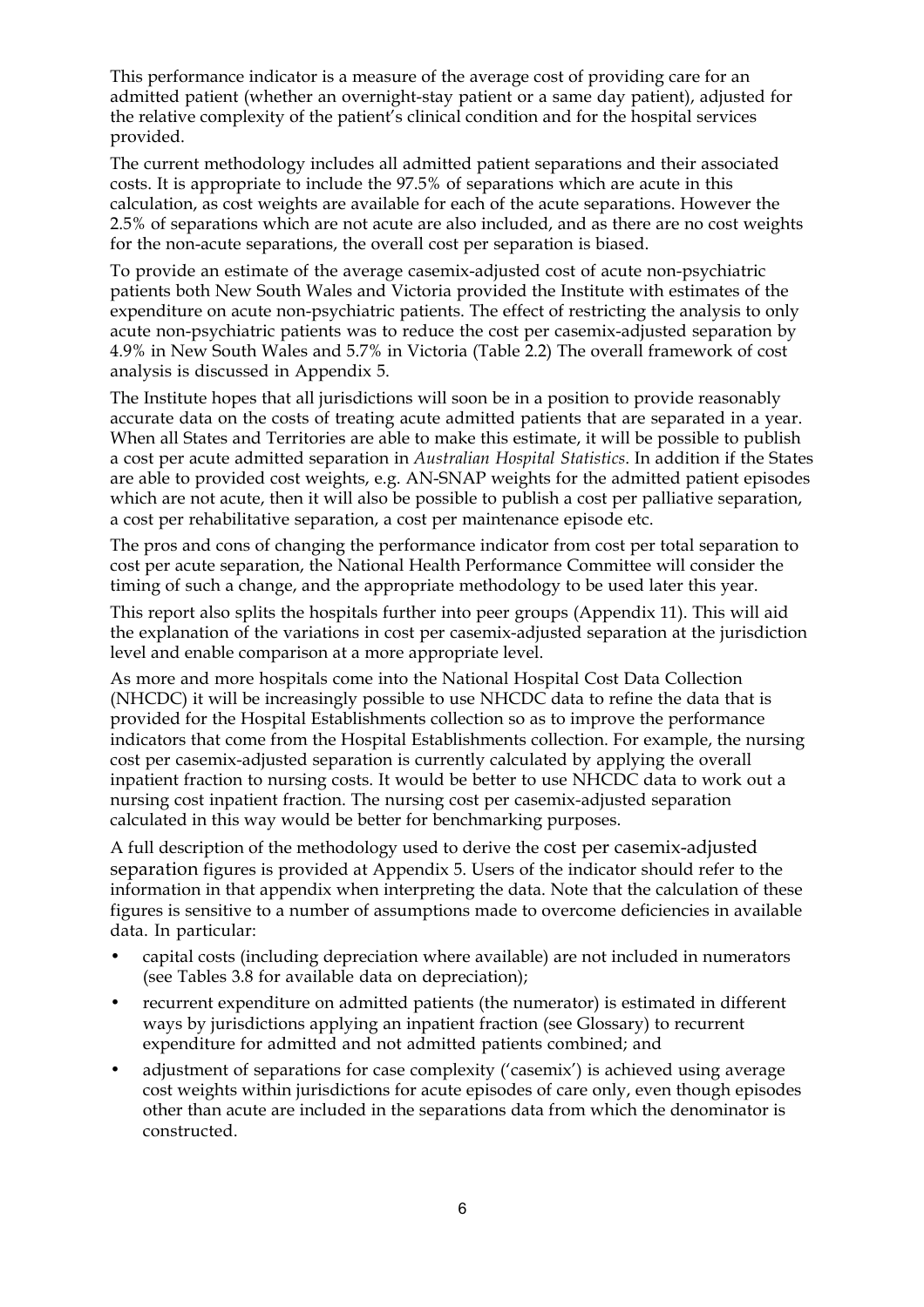This performance indicator is a measure of the average cost of providing care for an admitted patient (whether an overnight-stay patient or a same day patient), adjusted for the relative complexity of the patient's clinical condition and for the hospital services provided.

The current methodology includes all admitted patient separations and their associated costs. It is appropriate to include the 97.5% of separations which are acute in this calculation, as cost weights are available for each of the acute separations. However the 2.5% of separations which are not acute are also included, and as there are no cost weights for the non-acute separations, the overall cost per separation is biased.

To provide an estimate of the average casemix-adjusted cost of acute non-psychiatric patients both New South Wales and Victoria provided the Institute with estimates of the expenditure on acute non-psychiatric patients. The effect of restricting the analysis to only acute non-psychiatric patients was to reduce the cost per casemix-adjusted separation by 4.9% in New South Wales and 5.7% in Victoria (Table 2.2) The overall framework of cost analysis is discussed in Appendix 5.

The Institute hopes that all jurisdictions will soon be in a position to provide reasonably accurate data on the costs of treating acute admitted patients that are separated in a year. When all States and Territories are able to make this estimate, it will be possible to publish a cost per acute admitted separation in *Australian Hospital Statistics*. In addition if the States are able to provided cost weights, e.g. AN-SNAP weights for the admitted patient episodes which are not acute, then it will also be possible to publish a cost per palliative separation, a cost per rehabilitative separation, a cost per maintenance episode etc.

The pros and cons of changing the performance indicator from cost per total separation to cost per acute separation, the National Health Performance Committee will consider the timing of such a change, and the appropriate methodology to be used later this year.

This report also splits the hospitals further into peer groups (Appendix 11). This will aid the explanation of the variations in cost per casemix-adjusted separation at the jurisdiction level and enable comparison at a more appropriate level.

As more and more hospitals come into the National Hospital Cost Data Collection (NHCDC) it will be increasingly possible to use NHCDC data to refine the data that is provided for the Hospital Establishments collection so as to improve the performance indicators that come from the Hospital Establishments collection. For example, the nursing cost per casemix-adjusted separation is currently calculated by applying the overall inpatient fraction to nursing costs. It would be better to use NHCDC data to work out a nursing cost inpatient fraction. The nursing cost per casemix-adjusted separation calculated in this way would be better for benchmarking purposes.

A full description of the methodology used to derive the cost per casemix-adjusted separation figures is provided at Appendix 5. Users of the indicator should refer to the information in that appendix when interpreting the data. Note that the calculation of these figures is sensitive to a number of assumptions made to overcome deficiencies in available data. In particular:

- capital costs (including depreciation where available) are not included in numerators (see Tables 3.8 for available data on depreciation);
- recurrent expenditure on admitted patients (the numerator) is estimated in different ways by jurisdictions applying an inpatient fraction (see Glossary) to recurrent expenditure for admitted and not admitted patients combined; and
- adjustment of separations for case complexity ('casemix') is achieved using average cost weights within jurisdictions for acute episodes of care only, even though episodes other than acute are included in the separations data from which the denominator is constructed.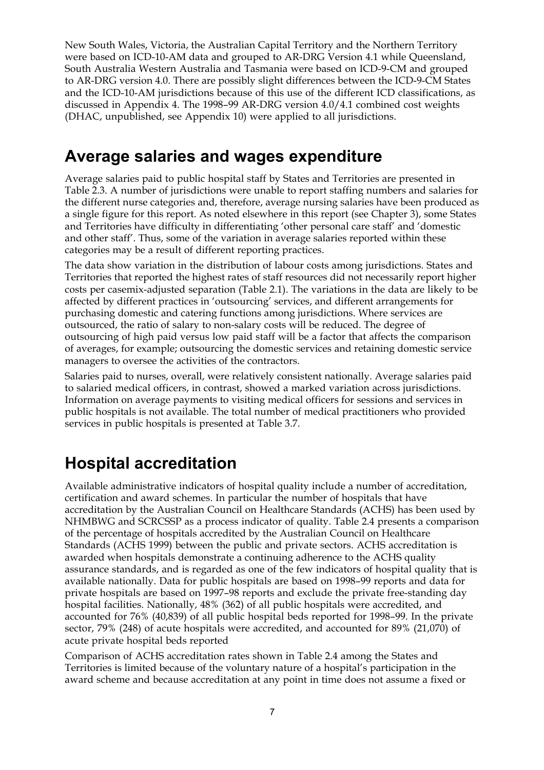New South Wales, Victoria, the Australian Capital Territory and the Northern Territory were based on ICD-10-AM data and grouped to AR-DRG Version 4.1 while Queensland, South Australia Western Australia and Tasmania were based on ICD-9-CM and grouped to AR-DRG version 4.0. There are possibly slight differences between the ICD-9-CM States and the ICD-10-AM jurisdictions because of this use of the different ICD classifications, as discussed in Appendix 4. The 1998–99 AR-DRG version 4.0/4.1 combined cost weights (DHAC, unpublished, see Appendix 10) were applied to all jurisdictions.

## Average salaries and wages expenditure

Average salaries paid to public hospital staff by States and Territories are presented in Table 2.3. A number of jurisdictions were unable to report staffing numbers and salaries for the different nurse categories and, therefore, average nursing salaries have been produced as a single figure for this report. As noted elsewhere in this report (see Chapter 3), some States and Territories have difficulty in differentiating 'other personal care staff' and 'domestic and other staff'. Thus, some of the variation in average salaries reported within these categories may be a result of different reporting practices.

The data show variation in the distribution of labour costs among jurisdictions. States and Territories that reported the highest rates of staff resources did not necessarily report higher costs per casemix-adjusted separation (Table 2.1). The variations in the data are likely to be affected by different practices in 'outsourcing' services, and different arrangements for purchasing domestic and catering functions among jurisdictions. Where services are outsourced, the ratio of salary to non-salary costs will be reduced. The degree of outsourcing of high paid versus low paid staff will be a factor that affects the comparison of averages, for example; outsourcing the domestic services and retaining domestic service managers to oversee the activities of the contractors.

Salaries paid to nurses, overall, were relatively consistent nationally. Average salaries paid to salaried medical officers, in contrast, showed a marked variation across jurisdictions. Information on average payments to visiting medical officers for sessions and services in public hospitals is not available. The total number of medical practitioners who provided services in public hospitals is presented at Table 3.7.

## Hospital accreditation

Available administrative indicators of hospital quality include a number of accreditation, certification and award schemes. In particular the number of hospitals that have accreditation by the Australian Council on Healthcare Standards (ACHS) has been used by NHMBWG and SCRCSSP as a process indicator of quality. Table 2.4 presents a comparison of the percentage of hospitals accredited by the Australian Council on Healthcare Standards (ACHS 1999) between the public and private sectors. ACHS accreditation is awarded when hospitals demonstrate a continuing adherence to the ACHS quality assurance standards, and is regarded as one of the few indicators of hospital quality that is available nationally. Data for public hospitals are based on 1998–99 reports and data for private hospitals are based on 1997–98 reports and exclude the private free-standing day hospital facilities. Nationally, 48% (362) of all public hospitals were accredited, and accounted for 76% (40,839) of all public hospital beds reported for 1998–99. In the private sector, 79% (248) of acute hospitals were accredited, and accounted for 89% (21,070) of acute private hospital beds reported

Comparison of ACHS accreditation rates shown in Table 2.4 among the States and Territories is limited because of the voluntary nature of a hospital's participation in the award scheme and because accreditation at any point in time does not assume a fixed or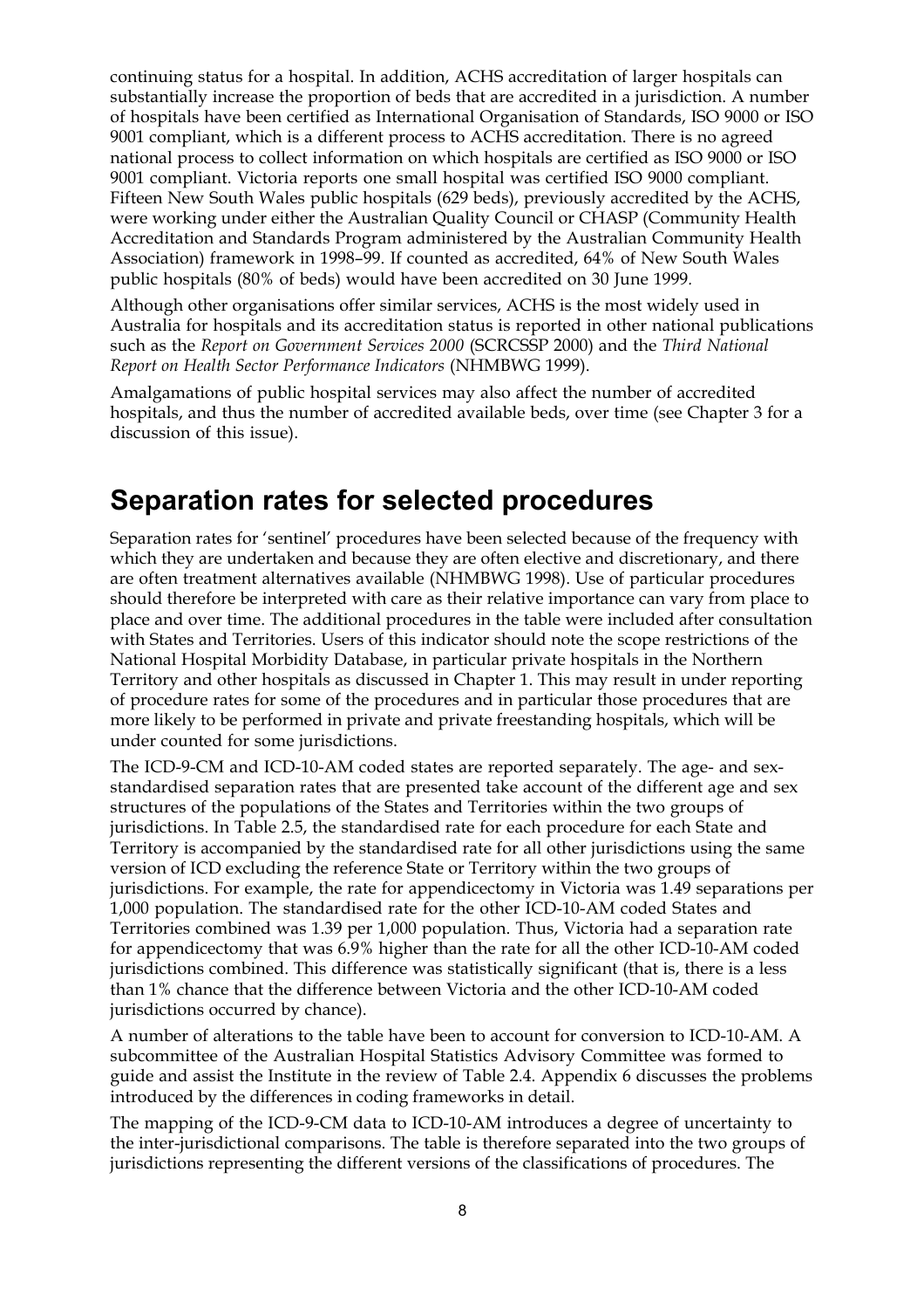continuing status for a hospital. In addition, ACHS accreditation of larger hospitals can substantially increase the proportion of beds that are accredited in a jurisdiction. A number of hospitals have been certified as International Organisation of Standards, ISO 9000 or ISO 9001 compliant, which is a different process to ACHS accreditation. There is no agreed national process to collect information on which hospitals are certified as ISO 9000 or ISO 9001 compliant. Victoria reports one small hospital was certified ISO 9000 compliant. Fifteen New South Wales public hospitals (629 beds), previously accredited by the ACHS, were working under either the Australian Quality Council or CHASP (Community Health Accreditation and Standards Program administered by the Australian Community Health Association) framework in 1998–99. If counted as accredited, 64% of New South Wales public hospitals (80% of beds) would have been accredited on 30 June 1999.

Although other organisations offer similar services, ACHS is the most widely used in Australia for hospitals and its accreditation status is reported in other national publications such as the *Report on Government Services 2000* (SCRCSSP 2000) and the *Third National Report on Health Sector Performance Indicators* (NHMBWG 1999).

Amalgamations of public hospital services may also affect the number of accredited hospitals, and thus the number of accredited available beds, over time (see Chapter 3 for a discussion of this issue).

## Separation rates for selected procedures

Separation rates for 'sentinel' procedures have been selected because of the frequency with which they are undertaken and because they are often elective and discretionary, and there are often treatment alternatives available (NHMBWG 1998). Use of particular procedures should therefore be interpreted with care as their relative importance can vary from place to place and over time. The additional procedures in the table were included after consultation with States and Territories. Users of this indicator should note the scope restrictions of the National Hospital Morbidity Database, in particular private hospitals in the Northern Territory and other hospitals as discussed in Chapter 1. This may result in under reporting of procedure rates for some of the procedures and in particular those procedures that are more likely to be performed in private and private freestanding hospitals, which will be under counted for some jurisdictions.

The ICD-9-CM and ICD-10-AM coded states are reported separately. The age- and sex-standardised separation rates that are presented take account of the different age and sex structures of the populations of the States and Territories within the two groups of jurisdictions. In Table 2.5, the standardised rate for each procedure for each State and Territory is accompanied by the standardised rate for all other jurisdictions using the same version of ICD excluding the reference State or Territory within the two groups of jurisdictions. For example, the rate for appendicectomy in Victoria was 1.49 separations per 1,000 population. The standardised rate for the other ICD-10-AM coded States and Territories combined was 1.39 per 1,000 population. Thus, Victoria had a separation rate for appendicectomy that was 6.9% higher than the rate for all the other ICD-10-AM coded jurisdictions combined. This difference was statistically significant (that is, there is a less than 1% chance that the difference between Victoria and the other ICD-10-AM coded jurisdictions occurred by chance).

A number of alterations to the table have been to account for conversion to ICD-10-AM. A subcommittee of the Australian Hospital Statistics Advisory Committee was formed to guide and assist the Institute in the review of Table 2.4. Appendix 6 discusses the problems introduced by the differences in coding frameworks in detail.

The mapping of the ICD-9-CM data to ICD-10-AM introduces a degree of uncertainty to the inter-jurisdictional comparisons. The table is therefore separated into the two groups of jurisdictions representing the different versions of the classifications of procedures. The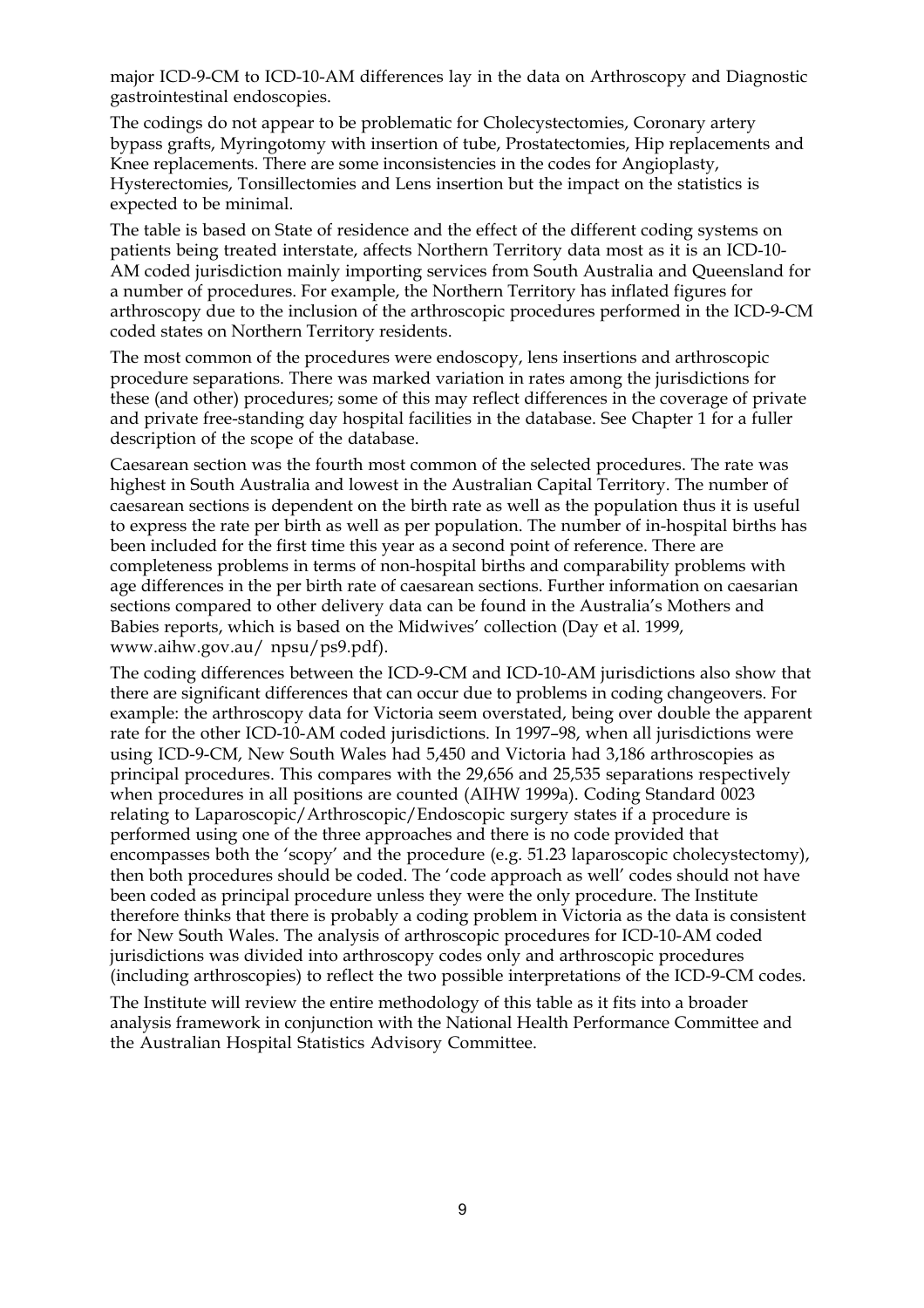major ICD-9-CM to ICD-10-AM differences lay in the data on Arthroscopy and Diagnostic gastrointestinal endoscopies.

The codings do not appear to be problematic for Cholecystectomies, Coronary artery bypass grafts, Myringotomy with insertion of tube, Prostatectomies, Hip replacements and Knee replacements. There are some inconsistencies in the codes for Angioplasty, Hysterectomies, Tonsillectomies and Lens insertion but the impact on the statistics is expected to be minimal.

The table is based on State of residence and the effect of the different coding systems on patients being treated interstate, affects Northern Territory data most as it is an ICD-10-AM coded jurisdiction mainly importing services from South Australia and Queensland for a number of procedures. For example, the Northern Territory has inflated figures for arthroscopy due to the inclusion of the arthroscopic procedures performed in the ICD-9-CM coded states on Northern Territory residents.

The most common of the procedures were endoscopy, lens insertions and arthroscopic procedure separations. There was marked variation in rates among the jurisdictions for these (and other) procedures; some of this may reflect differences in the coverage of private and private free-standing day hospital facilities in the database. See Chapter 1 for a fuller description of the scope of the database.

Caesarean section was the fourth most common of the selected procedures. The rate was highest in South Australia and lowest in the Australian Capital Territory. The number of caesarean sections is dependent on the birth rate as well as the population thus it is useful to express the rate per birth as well as per population. The number of in-hospital births has been included for the first time this year as a second point of reference. There are completeness problems in terms of non-hospital births and comparability problems with age differences in the per birth rate of caesarean sections. Further information on caesarian sections compared to other delivery data can be found in the Australia's Mothers and Babies reports, which is based on the Midwives' collection (Day et al. 1999, www.aihw.gov.au/ npsu/ps9.pdf).

The coding differences between the ICD-9-CM and ICD-10-AM jurisdictions also show that there are significant differences that can occur due to problems in coding changeovers. For example: the arthroscopy data for Victoria seem overstated, being over double the apparent rate for the other ICD-10-AM coded jurisdictions. In 1997–98, when all jurisdictions were using ICD-9-CM, New South Wales had 5,450 and Victoria had 3,186 arthroscopies as principal procedures. This compares with the 29,656 and 25,535 separations respectively when procedures in all positions are counted (AIHW 1999a). Coding Standard 0023 relating to Laparoscopic/Arthroscopic/Endoscopic surgery states if a procedure is performed using one of the three approaches and there is no code provided that encompasses both the 'scopy' and the procedure (e.g. 51.23 laparoscopic cholecystectomy), then both procedures should be coded. The 'code approach as well' codes should not have been coded as principal procedure unless they were the only procedure. The Institute therefore thinks that there is probably a coding problem in Victoria as the data is consistent for New South Wales. The analysis of arthroscopic procedures for ICD-10-AM coded jurisdictions was divided into arthroscopy codes only and arthroscopic procedures (including arthroscopies) to reflect the two possible interpretations of the ICD-9-CM codes.

The Institute will review the entire methodology of this table as it fits into a broader analysis framework in conjunction with the National Health Performance Committee and the Australian Hospital Statistics Advisory Committee.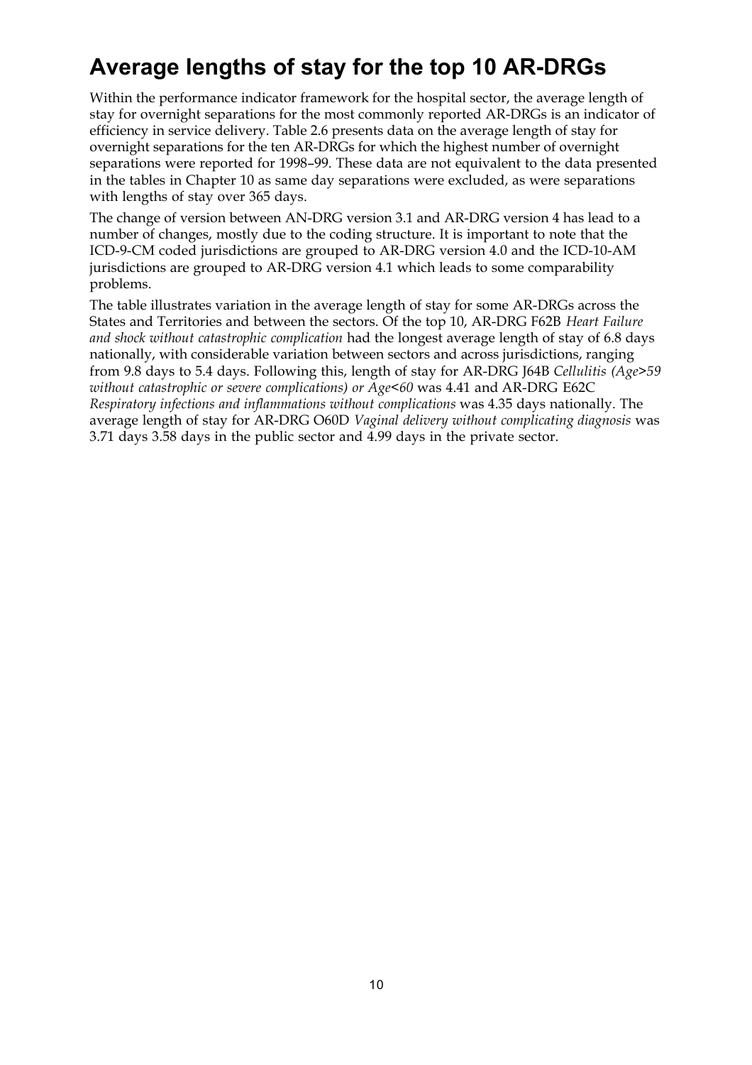# Average lengths of stay for the top 10 AR-DRGs

Within the performance indicator framework for the hospital sector, the average length of stay for overnight separations for the most commonly reported AR-DRGs is an indicator of efficiency in service delivery. Table 2.6 presents data on the average length of stay for overnight separations for the ten AR-DRGs for which the highest number of overnight separations were reported for 1998–99. These data are not equivalent to the data presented in the tables in Chapter 10 as same day separations were excluded, as were separations with lengths of stay over 365 days.

The change of version between AN-DRG version 3.1 and AR-DRG version 4 has lead to a number of changes, mostly due to the coding structure. It is important to note that the ICD-9-CM coded jurisdictions are grouped to AR-DRG version 4.0 and the ICD-10-AM jurisdictions are grouped to AR-DRG version 4.1 which leads to some comparability problems.

The table illustrates variation in the average length of stay for some AR-DRGs across the States and Territories and between the sectors. Of the top 10, AR-DRG F62B *Heart Failure and shock without catastrophic complication* had the longest average length of stay of 6.8 days nationally, with considerable variation between sectors and across jurisdictions, ranging from 9.8 days to 5.4 days. Following this, length of stay for AR-DRG J64B *Cellulitis (Age>59 without catastrophic or severe complications) or Age<60* was 4.41 and AR-DRG E62C *Respiratory infections and inflammations without complications* was 4.35 days nationally. The average length of stay for AR-DRG O60D *Vaginal delivery without complicating diagnosis* was 3.71 days 3.58 days in the public sector and 4.99 days in the private sector.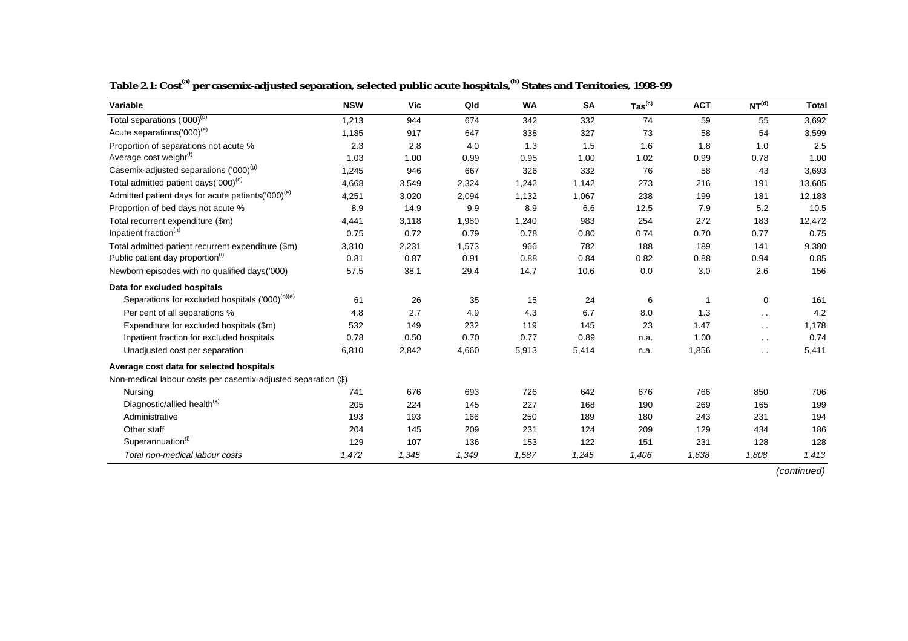**Table 2.1: Cost[(a)] per casemix-adjusted separation, selected public acute hospitals,[(b)] States and Territories, 1998–99**

| Variable | NSW | Vic | Qld | WA | SA | Tas[(c)] | ACT | NT[(d)] | Total |
|---|---|---|---|---|---|---|---|---|---|
| Total separations ('000)[(e)] | 1,213 | 944 | 674 | 342 | 332 | 74 | 59 | 55 | 3,692 |
| Acute separations('000)[(e)] | 1,185 | 917 | 647 | 338 | 327 | 73 | 58 | 54 | 3,599 |
| Proportion of separations not acute % | 2.3 | 2.8 | 4.0 | 1.3 | 1.5 | 1.6 | 1.8 | 1.0 | 2.5 |
| Average cost weight[(f)] | 1.03 | 1.00 | 0.99 | 0.95 | 1.00 | 1.02 | 0.99 | 0.78 | 1.00 |
| Casemix-adjusted separations ('000)[(g)] | 1,245 | 946 | 667 | 326 | 332 | 76 | 58 | 43 | 3,693 |
| Total admitted patient days('000)[(e)] | 4,668 | 3,549 | 2,324 | 1,242 | 1,142 | 273 | 216 | 191 | 13,605 |
| Admitted patient days for acute patients('000)[(e)] | 4,251 | 3,020 | 2,094 | 1,132 | 1,067 | 238 | 199 | 181 | 12,183 |
| Proportion of bed days not acute % | 8.9 | 14.9 | 9.9 | 8.9 | 6.6 | 12.5 | 7.9 | 5.2 | 10.5 |
| Total recurrent expenditure ($m) | 4,441 | 3,118 | 1,980 | 1,240 | 983 | 254 | 272 | 183 | 12,472 |
| Inpatient fraction[(h)] | 0.75 | 0.72 | 0.79 | 0.78 | 0.80 | 0.74 | 0.70 | 0.77 | 0.75 |
| Total admitted patient recurrent expenditure ($m) | 3,310 | 2,231 | 1,573 | 966 | 782 | 188 | 189 | 141 | 9,380 |
| Public patient day proportion[(i)] | 0.81 | 0.87 | 0.91 | 0.88 | 0.84 | 0.82 | 0.88 | 0.94 | 0.85 |
| Newborn episodes with no qualified days('000) | 57.5 | 38.1 | 29.4 | 14.7 | 10.6 | 0.0 | 3.0 | 2.6 | 156 |
| **Data for excluded hospitals** | | | | | | | | | |
| Separations for excluded hospitals ('000)[(b)(e)] | 61 | 26 | 35 | 15 | 24 | 6 | 1 | 0 | 161 |
| Per cent of all separations % | 4.8 | 2.7 | 4.9 | 4.3 | 6.7 | 8.0 | 1.3 | . . | 4.2 |
| Expenditure for excluded hospitals ($m) | 532 | 149 | 232 | 119 | 145 | 23 | 1.47 | . . | 1,178 |
| Inpatient fraction for excluded hospitals | 0.78 | 0.50 | 0.70 | 0.77 | 0.89 | n.a. | 1.00 | . . | 0.74 |
| Unadjusted cost per separation | 6,810 | 2,842 | 4,660 | 5,913 | 5,414 | n.a. | 1,856 | . . | 5,411 |
| **Average cost data for selected hospitals** | | | | | | | | | |
| Non-medical labour costs per casemix-adjusted separation ($) | | | | | | | | | |
| Nursing | 741 | 676 | 693 | 726 | 642 | 676 | 766 | 850 | 706 |
| Diagnostic/allied health[(k)] | 205 | 224 | 145 | 227 | 168 | 190 | 269 | 165 | 199 |
| Administrative | 193 | 193 | 166 | 250 | 189 | 180 | 243 | 231 | 194 |
| Other staff | 204 | 145 | 209 | 231 | 124 | 209 | 129 | 434 | 186 |
| Superannuation[(j)] | 129 | 107 | 136 | 153 | 122 | 151 | 231 | 128 | 128 |
| *Total non-medical labour costs* | *1,472* | *1,345* | *1,349* | *1,587* | *1,245* | *1,406* | *1,638* | *1,808* | *1,413* |

*(continued)*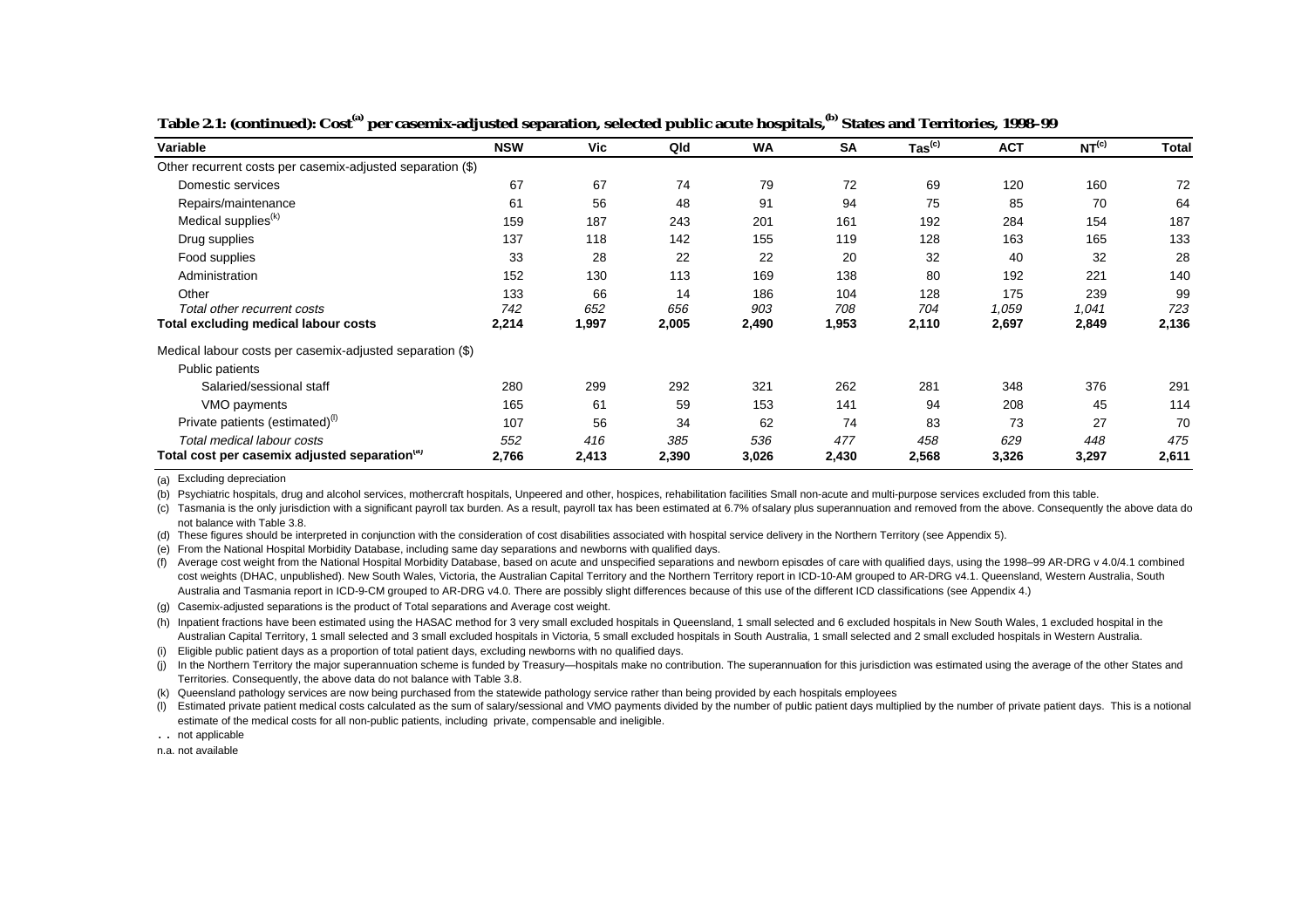**Table 2.1: (continued): Cost[(a)] per casemix-adjusted separation, selected public acute hospitals,[(b)] States and Territories, 1998–99**

| Variable | NSW | Vic | Qld | WA | SA | Tas[(c)] | ACT | NT[(c)] | Total |
|---|---|---|---|---|---|---|---|---|---|
| Other recurrent costs per casemix-adjusted separation ($) | | | | | | | | | |
| Domestic services | 67 | 67 | 74 | 79 | 72 | 69 | 120 | 160 | 72 |
| Repairs/maintenance | 61 | 56 | 48 | 91 | 94 | 75 | 85 | 70 | 64 |
| Medical supplies[(k)] | 159 | 187 | 243 | 201 | 161 | 192 | 284 | 154 | 187 |
| Drug supplies | 137 | 118 | 142 | 155 | 119 | 128 | 163 | 165 | 133 |
| Food supplies | 33 | 28 | 22 | 22 | 20 | 32 | 40 | 32 | 28 |
| Administration | 152 | 130 | 113 | 169 | 138 | 80 | 192 | 221 | 140 |
| Other | 133 | 66 | 14 | 186 | 104 | 128 | 175 | 239 | 99 |
| *Total other recurrent costs* | *742* | *652* | *656* | *903* | *708* | *704* | *1,059* | *1,041* | *723* |
| **Total excluding medical labour costs** | **2,214** | **1,997** | **2,005** | **2,490** | **1,953** | **2,110** | **2,697** | **2,849** | **2,136** |
| Medical labour costs per casemix-adjusted separation ($) | | | | | | | | | |
| Public patients | | | | | | | | | |
| Salaried/sessional staff | 280 | 299 | 292 | 321 | 262 | 281 | 348 | 376 | 291 |
| VMO payments | 165 | 61 | 59 | 153 | 141 | 94 | 208 | 45 | 114 |
| Private patients (estimated)[(l)] | 107 | 56 | 34 | 62 | 74 | 83 | 73 | 27 | 70 |
| *Total medical labour costs* | *552* | *416* | *385* | *536* | *477* | *458* | *629* | *448* | *475* |
| **Total cost per casemix adjusted separation[(a)]** | **2,766** | **2,413** | **2,390** | **3,026** | **2,430** | **2,568** | **3,326** | **3,297** | **2,611** |

(a) Excluding depreciation

(b) Psychiatric hospitals, drug and alcohol services, mothercraft hospitals, Unpeered and other, hospices, rehabilitation facilities Small non-acute and multi-purpose services excluded from this table.

(c) Tasmania is the only jurisdiction with a significant payroll tax burden. As a result, payroll tax has been estimated at 6.7% of salary plus superannuation and removed from the above. Consequently the above data do not balance with Table 3.8.

(d) These figures should be interpreted in conjunction with the consideration of cost disabilities associated with hospital service delivery in the Northern Territory (see Appendix 5).

(e) From the National Hospital Morbidity Database, including same day separations and newborns with qualified days.

(f) Average cost weight from the National Hospital Morbidity Database, based on acute and unspecified separations and newborn episodes of care with qualified days, using the 1998–99 AR-DRG v 4.0/4.1 combined cost weights (DHAC, unpublished). New South Wales, Victoria, the Australian Capital Territory and the Northern Territory report in ICD-10-AM grouped to AR-DRG v4.1. Queensland, Western Australia, South Australia and Tasmania report in ICD-9-CM grouped to AR-DRG v4.0. There are possibly slight differences because of this use of the different ICD classifications (see Appendix 4.)

(g) Casemix-adjusted separations is the product of Total separations and Average cost weight.

(h) Inpatient fractions have been estimated using the HASAC method for 3 very small excluded hospitals in Queensland, 1 small selected and 6 excluded hospitals in New South Wales, 1 excluded hospital in the Australian Capital Territory, 1 small selected and 3 small excluded hospitals in Victoria, 5 small excluded hospitals in South Australia, 1 small selected and 2 small excluded hospitals in Western Australia.

(i) Eligible public patient days as a proportion of total patient days, excluding newborns with no qualified days.

(j) In the Northern Territory the major superannuation scheme is funded by Treasury—hospitals make no contribution. The superannuation for this jurisdiction was estimated using the average of the other States and Territories. Consequently, the above data do not balance with Table 3.8.

(k) Queensland pathology services are now being purchased from the statewide pathology service rather than being provided by each hospitals employees

(l) Estimated private patient medical costs calculated as the sum of salary/sessional and VMO payments divided by the number of public patient days multiplied by the number of private patient days. This is a notional estimate of the medical costs for all non-public patients, including private, compensable and ineligible.

. . not applicable

n.a. not available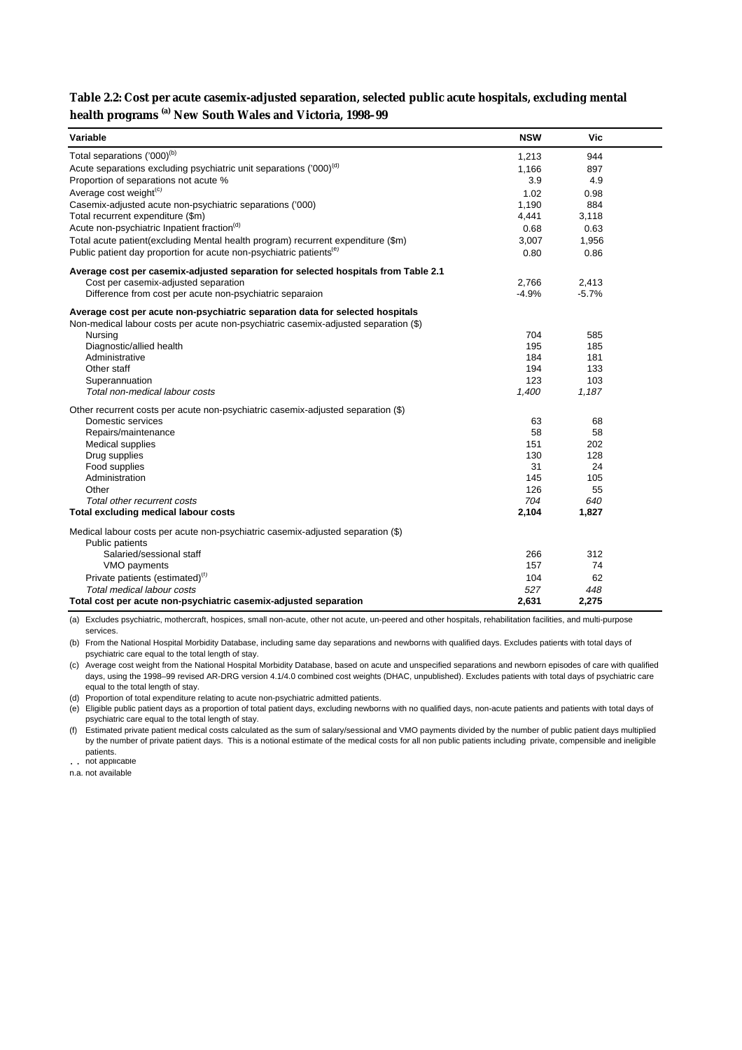**Table 2.2: Cost per acute casemix-adjusted separation, selected public acute hospitals, excluding mental health programs [(a)] New South Wales and Victoria, 1998–99**

| Variable | NSW | Vic |
|---|---|---|
| Total separations ('000)[(b)] | 1,213 | 944 |
| Acute separations excluding psychiatric unit separations ('000)[(d)] | 1,166 | 897 |
| Proportion of separations not acute % | 3.9 | 4.9 |
| Average cost weight[(c)] | 1.02 | 0.98 |
| Casemix-adjusted acute non-psychiatric separations ('000) | 1,190 | 884 |
| Total recurrent expenditure ($m) | 4,441 | 3,118 |
| Acute non-psychiatric Inpatient fraction[(d)] | 0.68 | 0.63 |
| Total acute patient(excluding Mental health program) recurrent expenditure ($m) | 3,007 | 1,956 |
| Public patient day proportion for acute non-psychiatric patients[(e)] | 0.80 | 0.86 |
| **Average cost per casemix-adjusted separation for selected hospitals from Table 2.1** | | |
| Cost per casemix-adjusted separation | 2,766 | 2,413 |
| Difference from cost per acute non-psychiatric separaion | -4.9% | -5.7% |
| **Average cost per acute non-psychiatric separation data for selected hospitals** | | |
| Non-medical labour costs per acute non-psychiatric casemix-adjusted separation ($) | | |
| Nursing | 704 | 585 |
| Diagnostic/allied health | 195 | 185 |
| Administrative | 184 | 181 |
| Other staff | 194 | 133 |
| Superannuation | 123 | 103 |
| *Total non-medical labour costs* | *1,400* | *1,187* |
| Other recurrent costs per acute non-psychiatric casemix-adjusted separation ($) | | |
| Domestic services | 63 | 68 |
| Repairs/maintenance | 58 | 58 |
| Medical supplies | 151 | 202 |
| Drug supplies | 130 | 128 |
| Food supplies | 31 | 24 |
| Administration | 145 | 105 |
| Other | 126 | 55 |
| *Total other recurrent costs* | *704* | *640* |
| **Total excluding medical labour costs** | **2,104** | **1,827** |
| Medical labour costs per acute non-psychiatric casemix-adjusted separation ($) | | |
| Public patients | | |
| Salaried/sessional staff | 266 | 312 |
| VMO payments | 157 | 74 |
| Private patients (estimated)[(f)] | 104 | 62 |
| *Total medical labour costs* | *527* | *448* |
| **Total cost per acute non-psychiatric casemix-adjusted separation** | **2,631** | **2,275** |

(a) Excludes psychiatric, mothercraft, hospices, small non-acute, other not acute, un-peered and other hospitals, rehabilitation facilities, and multi-purpose services.

(b) From the National Hospital Morbidity Database, including same day separations and newborns with qualified days. Excludes patients with total days of psychiatric care equal to the total length of stay.

(c) Average cost weight from the National Hospital Morbidity Database, based on acute and unspecified separations and newborn episodes of care with qualified days, using the 1998–99 revised AR-DRG version 4.1/4.0 combined cost weights (DHAC, unpublished). Excludes patients with total days of psychiatric care equal to the total length of stay.

(d) Proportion of total expenditure relating to acute non-psychiatric admitted patients.

(e) Eligible public patient days as a proportion of total patient days, excluding newborns with no qualified days, non-acute patients and patients with total days of psychiatric care equal to the total length of stay.

(f) Estimated private patient medical costs calculated as the sum of salary/sessional and VMO payments divided by the number of public patient days multiplied by the number of private patient days. This is a notional estimate of the medical costs for all non public patients including private, compensible and ineligible patients.

. . not applicable

n.a. not available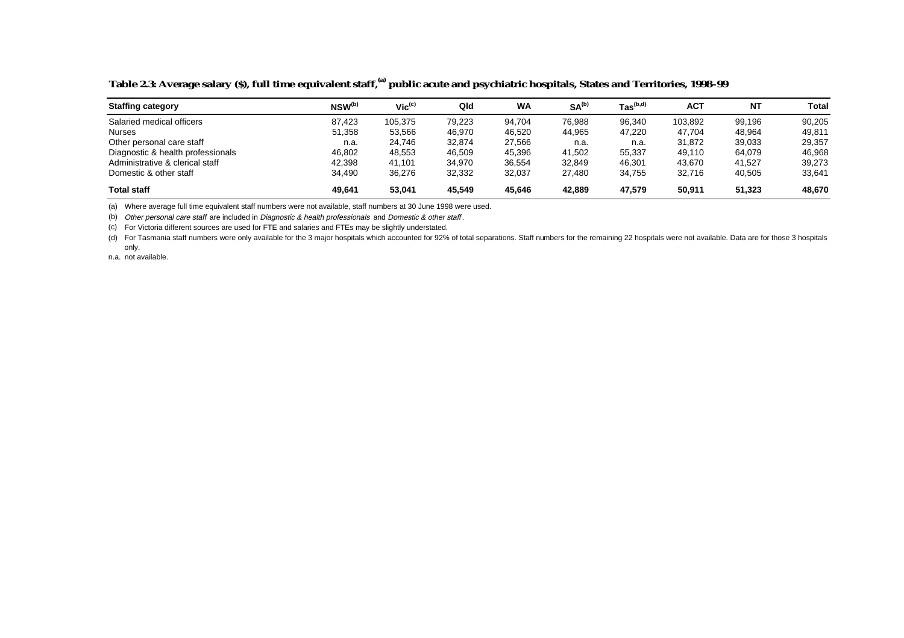**Table 2.3: Average salary ($), full time equivalent staff,[(a)] public acute and psychiatric hospitals, States and Territories, 1998–99**

| Staffing category | NSW[(b)] | Vic[(c)] | Qld | WA | SA[(b)] | Tas[(b,d)] | ACT | NT | Total |
|---|---|---|---|---|---|---|---|---|---|
| Salaried medical officers | 87,423 | 105,375 | 79,223 | 94,704 | 76,988 | 96,340 | 103,892 | 99,196 | 90,205 |
| Nurses | 51,358 | 53,566 | 46,970 | 46,520 | 44,965 | 47,220 | 47,704 | 48,964 | 49,811 |
| Other personal care staff | n.a. | 24,746 | 32,874 | 27,566 | n.a. | n.a. | 31,872 | 39,033 | 29,357 |
| Diagnostic & health professionals | 46,802 | 48,553 | 46,509 | 45,396 | 41,502 | 55,337 | 49,110 | 64,079 | 46,968 |
| Administrative & clerical staff | 42,398 | 41,101 | 34,970 | 36,554 | 32,849 | 46,301 | 43,670 | 41,527 | 39,273 |
| Domestic & other staff | 34,490 | 36,276 | 32,332 | 32,037 | 27,480 | 34,755 | 32,716 | 40,505 | 33,641 |
| **Total staff** | **49,641** | **53,041** | **45,549** | **45,646** | **42,889** | **47,579** | **50,911** | **51,323** | **48,670** |

(a) Where average full time equivalent staff numbers were not available, staff numbers at 30 June 1998 were used.

(b) *Other personal care staff* are included in *Diagnostic & health professionals* and *Domestic & other staff*.

(c) For Victoria different sources are used for FTE and salaries and FTEs may be slightly understated.

(d) For Tasmania staff numbers were only available for the 3 major hospitals which accounted for 92% of total separations. Staff numbers for the remaining 22 hospitals were not available. Data are for those 3 hospitals only.

n.a. not available.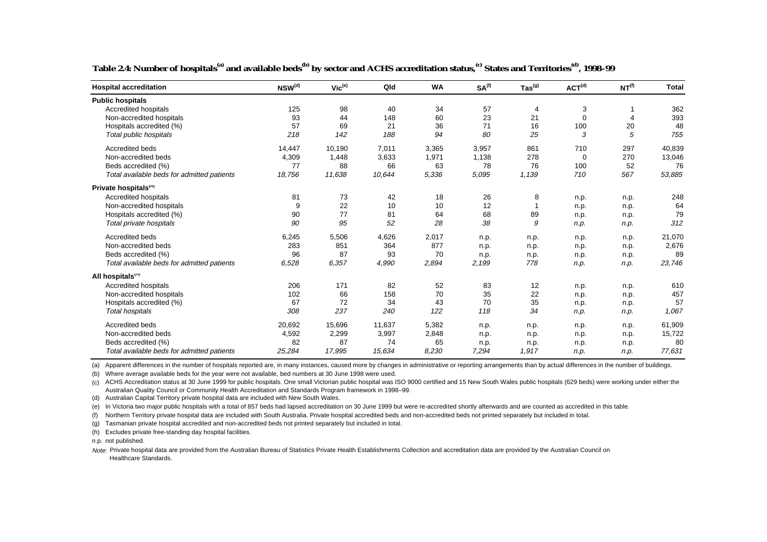**Table 2.4: Number of hospitals[(a)] and available beds[(b)] by sector and ACHS accreditation status,[(c)] States and Territories[(d)], 1998–99**

| Hospital accreditation | NSW[(d)] | Vic[(e)] | Qld | WA | SA[(f)] | Tas[(g)] | ACT[(d)] | NT[(f)] | Total |
|---|---|---|---|---|---|---|---|---|---|
| **Public hospitals** | | | | | | | | | |
| Accredited hospitals | 125 | 98 | 40 | 34 | 57 | 4 | 3 | 1 | 362 |
| Non-accredited hospitals | 93 | 44 | 148 | 60 | 23 | 21 | 0 | 4 | 393 |
| Hospitals accredited (%) | 57 | 69 | 21 | 36 | 71 | 16 | 100 | 20 | 48 |
| *Total public hospitals* | *218* | *142* | *188* | *94* | *80* | *25* | *3* | *5* | *755* |
| Accredited beds | 14,447 | 10,190 | 7,011 | 3,365 | 3,957 | 861 | 710 | 297 | 40,839 |
| Non-accredited beds | 4,309 | 1,448 | 3,633 | 1,971 | 1,138 | 278 | 0 | 270 | 13,046 |
| Beds accredited (%) | 77 | 88 | 66 | 63 | 78 | 76 | 100 | 52 | 76 |
| *Total available beds for admitted patients* | *18,756* | *11,638* | *10,644* | *5,336* | *5,095* | *1,139* | *710* | *567* | *53,885* |
| **Private hospitals[(h)]** | | | | | | | | | |
| Accredited hospitals | 81 | 73 | 42 | 18 | 26 | 8 | n.p. | n.p. | 248 |
| Non-accredited hospitals | 9 | 22 | 10 | 10 | 12 | 1 | n.p. | n.p. | 64 |
| Hospitals accredited (%) | 90 | 77 | 81 | 64 | 68 | 89 | n.p. | n.p. | 79 |
| *Total private hospitals* | *90* | *95* | *52* | *28* | *38* | *9* | *n.p.* | *n.p.* | *312* |
| Accredited beds | 6,245 | 5,506 | 4,626 | 2,017 | n.p. | n.p. | n.p. | n.p. | 21,070 |
| Non-accredited beds | 283 | 851 | 364 | 877 | n.p. | n.p. | n.p. | n.p. | 2,676 |
| Beds accredited (%) | 96 | 87 | 93 | 70 | n.p. | n.p. | n.p. | n.p. | 89 |
| *Total available beds for admitted patients* | *6,528* | *6,357* | *4,990* | *2,894* | *2,199* | *778* | *n.p.* | *n.p.* | *23,746* |
| **All hospitals[(h)]** | | | | | | | | | |
| Accredited hospitals | 206 | 171 | 82 | 52 | 83 | 12 | n.p. | n.p. | 610 |
| Non-accredited hospitals | 102 | 66 | 158 | 70 | 35 | 22 | n.p. | n.p. | 457 |
| Hospitals accredited (%) | 67 | 72 | 34 | 43 | 70 | 35 | n.p. | n.p. | 57 |
| *Total hospitals* | *308* | *237* | *240* | *122* | *118* | *34* | *n.p.* | *n.p.* | *1,067* |
| Accredited beds | 20,692 | 15,696 | 11,637 | 5,382 | n.p. | n.p. | n.p. | n.p. | 61,909 |
| Non-accredited beds | 4,592 | 2,299 | 3,997 | 2,848 | n.p. | n.p. | n.p. | n.p. | 15,722 |
| Beds accredited (%) | 82 | 87 | 74 | 65 | n.p. | n.p. | n.p. | n.p. | 80 |
| *Total available beds for admitted patients* | *25,284* | *17,995* | *15,634* | *8,230* | *7,294* | *1,917* | *n.p.* | *n.p.* | *77,631* |

(a) Apparent differences in the number of hospitals reported are, in many instances, caused more by changes in administrative or reporting arrangements than by actual differences in the number of buildings.

(b) Where average available beds for the year were not available, bed numbers at 30 June 1998 were used.

(c) ACHS Accreditation status at 30 June 1999 for public hospitals. One small Victorian public hospital was ISO 9000 certified and 15 New South Wales public hospitals (629 beds) were working under either the Australian Quality Council or Community Health Accreditation and Standards Program framework in 1998–99.

(d) Australian Capital Territory private hospital data are included with New South Wales.

(e) In Victoria two major public hospitals with a total of 857 beds had lapsed accreditation on 30 June 1999 but were re-accredited shortly afterwards and are counted as accredited in this table.

(f) Northern Territory private hospital data are included with South Australia. Private hospital accredited beds and non-accredited beds not printed separately but included in total.

(g) Tasmanian private hospital accredited and non-accredited beds not printed separately but included in total.

(h) Excludes private free-standing day hospital facilities.

n.p. not published.

*Note:* Private hospital data are provided from the Australian Bureau of Statistics Private Health Establishments Collection and accreditation data are provided by the Australian Council on Healthcare Standards.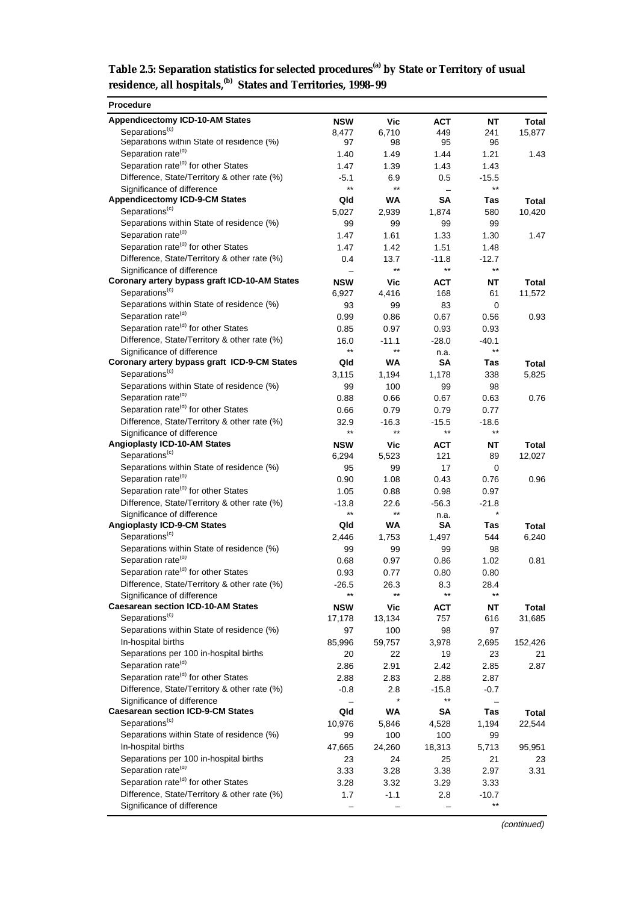**Table 2.5: Separation statistics for selected procedures[(a)] by State or Territory of usual residence, all hospitals,[(b)] States and Territories, 1998–99**

| Procedure | | | | | |
|---|---|---|---|---|---|
| **Appendicectomy ICD-10-AM States** | **NSW** | **Vic** | **ACT** | **NT** | **Total** |
| Separations[(c)] | 8,477 | 6,710 | 449 | 241 | 15,877 |
| Separations within State of residence (%) | 97 | 98 | 95 | 96 | |
| Separation rate[(d)] | 1.40 | 1.49 | 1.44 | 1.21 | 1.43 |
| Separation rate[(d)] for other States | 1.47 | 1.39 | 1.43 | 1.43 | |
| Difference, State/Territory & other rate (%) | -5.1 | 6.9 | 0.5 | -15.5 | |
| Significance of difference | ** | ** | – | ** | |
| **Appendicectomy ICD-9-CM States** | **Qld** | **WA** | **SA** | **Tas** | **Total** |
| Separations[(c)] | 5,027 | 2,939 | 1,874 | 580 | 10,420 |
| Separations within State of residence (%) | 99 | 99 | 99 | 99 | |
| Separation rate[(d)] | 1.47 | 1.61 | 1.33 | 1.30 | 1.47 |
| Separation rate[(d)] for other States | 1.47 | 1.42 | 1.51 | 1.48 | |
| Difference, State/Territory & other rate (%) | 0.4 | 13.7 | -11.8 | -12.7 | |
| Significance of difference | – | ** | ** | ** | |
| **Coronary artery bypass graft ICD-10-AM States** | **NSW** | **Vic** | **ACT** | **NT** | **Total** |
| Separations[(c)] | 6,927 | 4,416 | 168 | 61 | 11,572 |
| Separations within State of residence (%) | 93 | 99 | 83 | 0 | |
| Separation rate[(d)] | 0.99 | 0.86 | 0.67 | 0.56 | 0.93 |
| Separation rate[(d)] for other States | 0.85 | 0.97 | 0.93 | 0.93 | |
| Difference, State/Territory & other rate (%) | 16.0 | -11.1 | -28.0 | -40.1 | |
| Significance of difference | ** | ** | n.a. | ** | |
| **Coronary artery bypass graft ICD-9-CM States** | **Qld** | **WA** | **SA** | **Tas** | **Total** |
| Separations[(c)] | 3,115 | 1,194 | 1,178 | 338 | 5,825 |
| Separations within State of residence (%) | 99 | 100 | 99 | 98 | |
| Separation rate[(d)] | 0.88 | 0.66 | 0.67 | 0.63 | 0.76 |
| Separation rate[(d)] for other States | 0.66 | 0.79 | 0.79 | 0.77 | |
| Difference, State/Territory & other rate (%) | 32.9 | -16.3 | -15.5 | -18.6 | |
| Significance of difference | ** | ** | ** | ** | |
| **Angioplasty ICD-10-AM States** | **NSW** | **Vic** | **ACT** | **NT** | **Total** |
| Separations[(c)] | 6,294 | 5,523 | 121 | 89 | 12,027 |
| Separations within State of residence (%) | 95 | 99 | 17 | 0 | |
| Separation rate[(d)] | 0.90 | 1.08 | 0.43 | 0.76 | 0.96 |
| Separation rate[(d)] for other States | 1.05 | 0.88 | 0.98 | 0.97 | |
| Difference, State/Territory & other rate (%) | -13.8 | 22.6 | -56.3 | -21.8 | |
| Significance of difference | ** | ** | n.a. | * | |
| **Angioplasty ICD-9-CM States** | **Qld** | **WA** | **SA** | **Tas** | **Total** |
| Separations[(c)] | 2,446 | 1,753 | 1,497 | 544 | 6,240 |
| Separations within State of residence (%) | 99 | 99 | 99 | 98 | |
| Separation rate[(d)] | 0.68 | 0.97 | 0.86 | 1.02 | 0.81 |
| Separation rate[(d)] for other States | 0.93 | 0.77 | 0.80 | 0.80 | |
| Difference, State/Territory & other rate (%) | -26.5 | 26.3 | 8.3 | 28.4 | |
| Significance of difference | ** | ** | ** | ** | |
| **Caesarean section ICD-10-AM States** | **NSW** | **Vic** | **ACT** | **NT** | **Total** |
| Separations[(c)] | 17,178 | 13,134 | 757 | 616 | 31,685 |
| Separations within State of residence (%) | 97 | 100 | 98 | 97 | |
| In-hospital births | 85,996 | 59,757 | 3,978 | 2,695 | 152,426 |
| Separations per 100 in-hospital births | 20 | 22 | 19 | 23 | 21 |
| Separation rate[(d)] | 2.86 | 2.91 | 2.42 | 2.85 | 2.87 |
| Separation rate[(d)] for other States | 2.88 | 2.83 | 2.88 | 2.87 | |
| Difference, State/Territory & other rate (%) | -0.8 | 2.8 | -15.8 | -0.7 | |
| Significance of difference | – | * | ** | – | |
| **Caesarean section ICD-9-CM States** | **Qld** | **WA** | **SA** | **Tas** | **Total** |
| Separations[(c)] | 10,976 | 5,846 | 4,528 | 1,194 | 22,544 |
| Separations within State of residence (%) | 99 | 100 | 100 | 99 | |
| In-hospital births | 47,665 | 24,260 | 18,313 | 5,713 | 95,951 |
| Separations per 100 in-hospital births | 23 | 24 | 25 | 21 | 23 |
| Separation rate[(d)] | 3.33 | 3.28 | 3.38 | 2.97 | 3.31 |
| Separation rate[(d)] for other States | 3.28 | 3.32 | 3.29 | 3.33 | |
| Difference, State/Territory & other rate (%) | 1.7 | -1.1 | 2.8 | -10.7 | |
| Significance of difference | – | – | – | ** | |

*(continued)*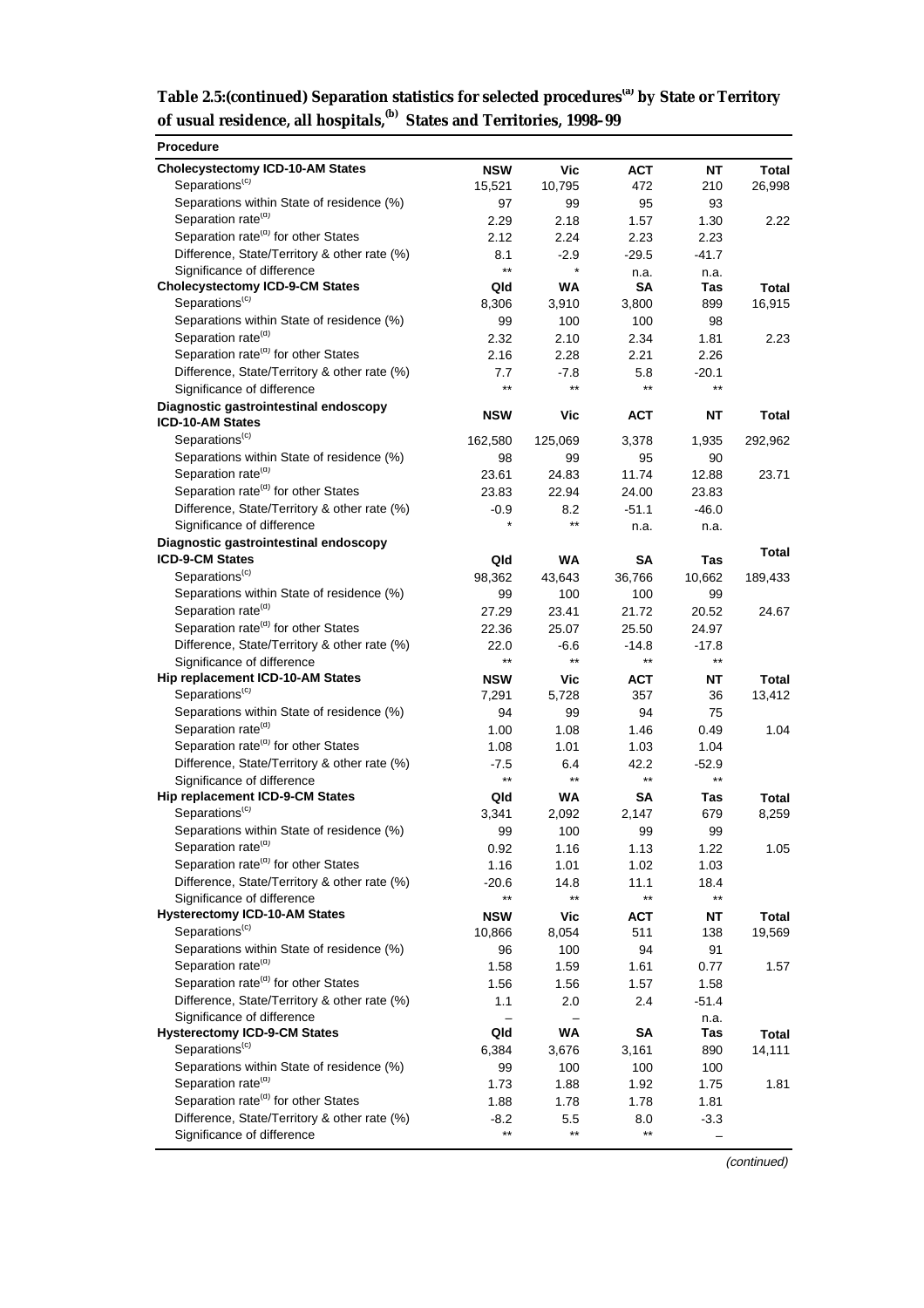**Table 2.5:(continued) Separation statistics for selected procedures[(a)] by State or Territory of usual residence, all hospitals,[(b)] States and Territories, 1998–99**

| Procedure | | | | | |
|---|---|---|---|---|---|
| **Cholecystectomy ICD-10-AM States** | **NSW** | **Vic** | **ACT** | **NT** | **Total** |
| Separations[(c)] | 15,521 | 10,795 | 472 | 210 | 26,998 |
| Separations within State of residence (%) | 97 | 99 | 95 | 93 | |
| Separation rate[(d)] | 2.29 | 2.18 | 1.57 | 1.30 | 2.22 |
| Separation rate[(d)] for other States | 2.12 | 2.24 | 2.23 | 2.23 | |
| Difference, State/Territory & other rate (%) | 8.1 | -2.9 | -29.5 | -41.7 | |
| Significance of difference | ** | * | n.a. | n.a. | |
| **Cholecystectomy ICD-9-CM States** | **Qld** | **WA** | **SA** | **Tas** | **Total** |
| Separations[(c)] | 8,306 | 3,910 | 3,800 | 899 | 16,915 |
| Separations within State of residence (%) | 99 | 100 | 100 | 98 | |
| Separation rate[(d)] | 2.32 | 2.10 | 2.34 | 1.81 | 2.23 |
| Separation rate[(d)] for other States | 2.16 | 2.28 | 2.21 | 2.26 | |
| Difference, State/Territory & other rate (%) | 7.7 | -7.8 | 5.8 | -20.1 | |
| Significance of difference | ** | ** | ** | ** | |
| **Diagnostic gastrointestinal endoscopy ICD-10-AM States** | **NSW** | **Vic** | **ACT** | **NT** | **Total** |
| Separations[(c)] | 162,580 | 125,069 | 3,378 | 1,935 | 292,962 |
| Separations within State of residence (%) | 98 | 99 | 95 | 90 | |
| Separation rate[(d)] | 23.61 | 24.83 | 11.74 | 12.88 | 23.71 |
| Separation rate[(d)] for other States | 23.83 | 22.94 | 24.00 | 23.83 | |
| Difference, State/Territory & other rate (%) | -0.9 | 8.2 | -51.1 | -46.0 | |
| Significance of difference | * | ** | n.a. | n.a. | |
| **Diagnostic gastrointestinal endoscopy ICD-9-CM States** | **Qld** | **WA** | **SA** | **Tas** | **Total** |
| Separations[(c)] | 98,362 | 43,643 | 36,766 | 10,662 | 189,433 |
| Separations within State of residence (%) | 99 | 100 | 100 | 99 | |
| Separation rate[(d)] | 27.29 | 23.41 | 21.72 | 20.52 | 24.67 |
| Separation rate[(d)] for other States | 22.36 | 25.07 | 25.50 | 24.97 | |
| Difference, State/Territory & other rate (%) | 22.0 | -6.6 | -14.8 | -17.8 | |
| Significance of difference | ** | ** | ** | ** | |
| **Hip replacement ICD-10-AM States** | **NSW** | **Vic** | **ACT** | **NT** | **Total** |
| Separations[(c)] | 7,291 | 5,728 | 357 | 36 | 13,412 |
| Separations within State of residence (%) | 94 | 99 | 94 | 75 | |
| Separation rate[(d)] | 1.00 | 1.08 | 1.46 | 0.49 | 1.04 |
| Separation rate[(d)] for other States | 1.08 | 1.01 | 1.03 | 1.04 | |
| Difference, State/Territory & other rate (%) | -7.5 | 6.4 | 42.2 | -52.9 | |
| Significance of difference | ** | ** | ** | ** | |
| **Hip replacement ICD-9-CM States** | **Qld** | **WA** | **SA** | **Tas** | **Total** |
| Separations[(c)] | 3,341 | 2,092 | 2,147 | 679 | 8,259 |
| Separations within State of residence (%) | 99 | 100 | 99 | 99 | |
| Separation rate[(d)] | 0.92 | 1.16 | 1.13 | 1.22 | 1.05 |
| Separation rate[(d)] for other States | 1.16 | 1.01 | 1.02 | 1.03 | |
| Difference, State/Territory & other rate (%) | -20.6 | 14.8 | 11.1 | 18.4 | |
| Significance of difference | ** | ** | ** | ** | |
| **Hysterectomy ICD-10-AM States** | **NSW** | **Vic** | **ACT** | **NT** | **Total** |
| Separations[(c)] | 10,866 | 8,054 | 511 | 138 | 19,569 |
| Separations within State of residence (%) | 96 | 100 | 94 | 91 | |
| Separation rate[(d)] | 1.58 | 1.59 | 1.61 | 0.77 | 1.57 |
| Separation rate[(d)] for other States | 1.56 | 1.56 | 1.57 | 1.58 | |
| Difference, State/Territory & other rate (%) | 1.1 | 2.0 | 2.4 | -51.4 | |
| Significance of difference | – | – | | n.a. | |
| **Hysterectomy ICD-9-CM States** | **Qld** | **WA** | **SA** | **Tas** | **Total** |
| Separations[(c)] | 6,384 | 3,676 | 3,161 | 890 | 14,111 |
| Separations within State of residence (%) | 99 | 100 | 100 | 100 | |
| Separation rate[(d)] | 1.73 | 1.88 | 1.92 | 1.75 | 1.81 |
| Separation rate[(d)] for other States | 1.88 | 1.78 | 1.78 | 1.81 | |
| Difference, State/Territory & other rate (%) | -8.2 | 5.5 | 8.0 | -3.3 | |
| Significance of difference | ** | ** | ** | – | |

*(continued)*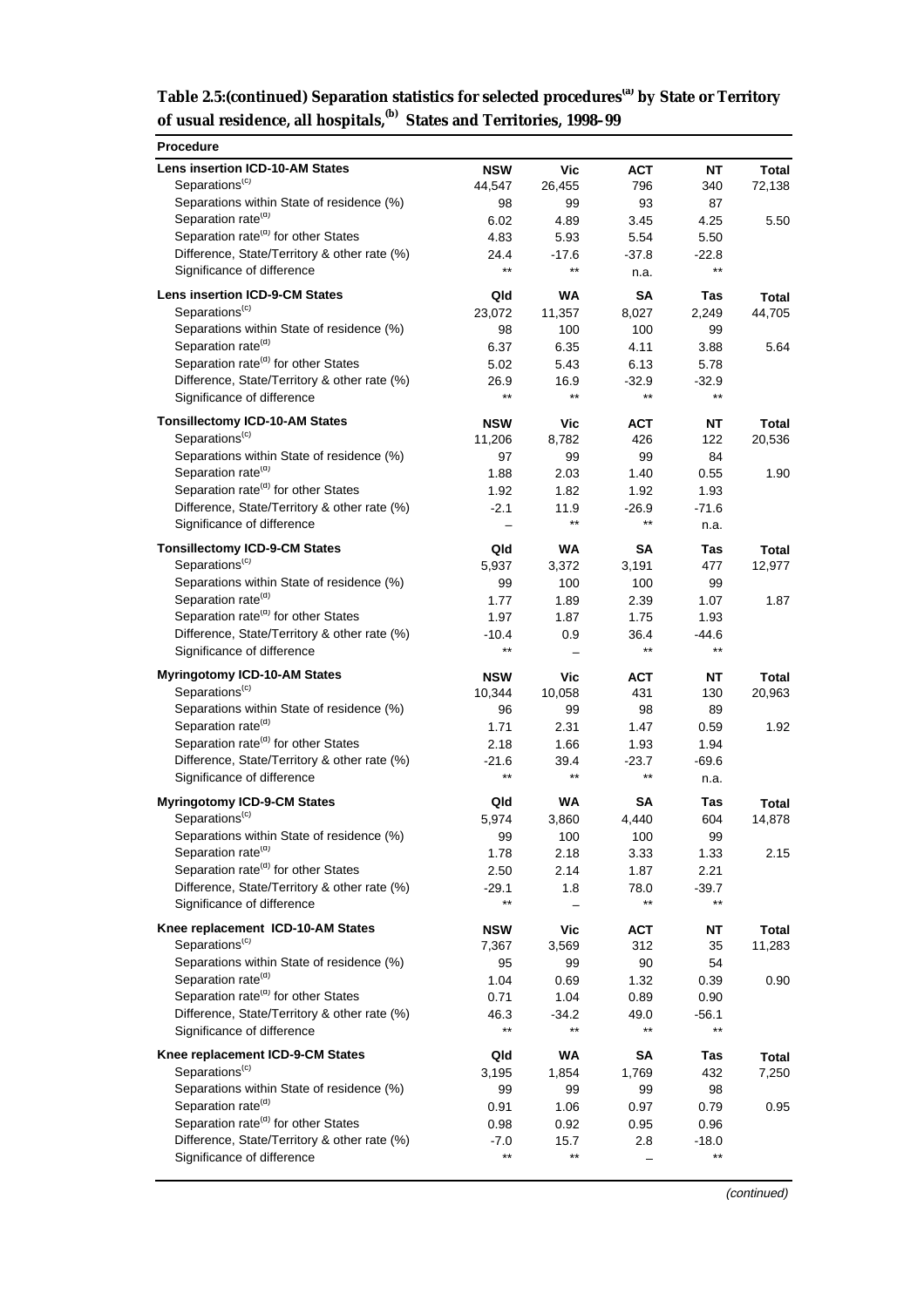**Table 2.5:(continued) Separation statistics for selected procedures[(a)] by State or Territory of usual residence, all hospitals,[(b)] States and Territories, 1998–99**

| Procedure | | | | | |
|---|---|---|---|---|---|
| **Lens insertion ICD-10-AM States** | **NSW** | **Vic** | **ACT** | **NT** | **Total** |
| Separations[(c)] | 44,547 | 26,455 | 796 | 340 | 72,138 |
| Separations within State of residence (%) | 98 | 99 | 93 | 87 | |
| Separation rate[(d)] | 6.02 | 4.89 | 3.45 | 4.25 | 5.50 |
| Separation rate[(d)] for other States | 4.83 | 5.93 | 5.54 | 5.50 | |
| Difference, State/Territory & other rate (%) | 24.4 | -17.6 | -37.8 | -22.8 | |
| Significance of difference | ** | ** | n.a. | ** | |
| **Lens insertion ICD-9-CM States** | **Qld** | **WA** | **SA** | **Tas** | **Total** |
| Separations[(c)] | 23,072 | 11,357 | 8,027 | 2,249 | 44,705 |
| Separations within State of residence (%) | 98 | 100 | 100 | 99 | |
| Separation rate[(d)] | 6.37 | 6.35 | 4.11 | 3.88 | 5.64 |
| Separation rate[(d)] for other States | 5.02 | 5.43 | 6.13 | 5.78 | |
| Difference, State/Territory & other rate (%) | 26.9 | 16.9 | -32.9 | -32.9 | |
| Significance of difference | ** | ** | ** | ** | |
| **Tonsillectomy ICD-10-AM States** | **NSW** | **Vic** | **ACT** | **NT** | **Total** |
| Separations[(c)] | 11,206 | 8,782 | 426 | 122 | 20,536 |
| Separations within State of residence (%) | 97 | 99 | 99 | 84 | |
| Separation rate[(d)] | 1.88 | 2.03 | 1.40 | 0.55 | 1.90 |
| Separation rate[(d)] for other States | 1.92 | 1.82 | 1.92 | 1.93 | |
| Difference, State/Territory & other rate (%) | -2.1 | 11.9 | -26.9 | -71.6 | |
| Significance of difference | – | ** | ** | n.a. | |
| **Tonsillectomy ICD-9-CM States** | **Qld** | **WA** | **SA** | **Tas** | **Total** |
| Separations[(c)] | 5,937 | 3,372 | 3,191 | 477 | 12,977 |
| Separations within State of residence (%) | 99 | 100 | 100 | 99 | |
| Separation rate[(d)] | 1.77 | 1.89 | 2.39 | 1.07 | 1.87 |
| Separation rate[(d)] for other States | 1.97 | 1.87 | 1.75 | 1.93 | |
| Difference, State/Territory & other rate (%) | -10.4 | 0.9 | 36.4 | -44.6 | |
| Significance of difference | ** | – | ** | ** | |
| **Myringotomy ICD-10-AM States** | **NSW** | **Vic** | **ACT** | **NT** | **Total** |
| Separations[(c)] | 10,344 | 10,058 | 431 | 130 | 20,963 |
| Separations within State of residence (%) | 96 | 99 | 98 | 89 | |
| Separation rate[(d)] | 1.71 | 2.31 | 1.47 | 0.59 | 1.92 |
| Separation rate[(d)] for other States | 2.18 | 1.66 | 1.93 | 1.94 | |
| Difference, State/Territory & other rate (%) | -21.6 | 39.4 | -23.7 | -69.6 | |
| Significance of difference | ** | ** | ** | n.a. | |
| **Myringotomy ICD-9-CM States** | **Qld** | **WA** | **SA** | **Tas** | **Total** |
| Separations[(c)] | 5,974 | 3,860 | 4,440 | 604 | 14,878 |
| Separations within State of residence (%) | 99 | 100 | 100 | 99 | |
| Separation rate[(d)] | 1.78 | 2.18 | 3.33 | 1.33 | 2.15 |
| Separation rate[(d)] for other States | 2.50 | 2.14 | 1.87 | 2.21 | |
| Difference, State/Territory & other rate (%) | -29.1 | 1.8 | 78.0 | -39.7 | |
| Significance of difference | ** | – | ** | ** | |
| **Knee replacement ICD-10-AM States** | **NSW** | **Vic** | **ACT** | **NT** | **Total** |
| Separations[(c)] | 7,367 | 3,569 | 312 | 35 | 11,283 |
| Separations within State of residence (%) | 95 | 99 | 90 | 54 | |
| Separation rate[(d)] | 1.04 | 0.69 | 1.32 | 0.39 | 0.90 |
| Separation rate[(d)] for other States | 0.71 | 1.04 | 0.89 | 0.90 | |
| Difference, State/Territory & other rate (%) | 46.3 | -34.2 | 49.0 | -56.1 | |
| Significance of difference | ** | ** | ** | ** | |
| **Knee replacement ICD-9-CM States** | **Qld** | **WA** | **SA** | **Tas** | **Total** |
| Separations[(c)] | 3,195 | 1,854 | 1,769 | 432 | 7,250 |
| Separations within State of residence (%) | 99 | 99 | 99 | 98 | |
| Separation rate[(d)] | 0.91 | 1.06 | 0.97 | 0.79 | 0.95 |
| Separation rate[(d)] for other States | 0.98 | 0.92 | 0.95 | 0.96 | |
| Difference, State/Territory & other rate (%) | -7.0 | 15.7 | 2.8 | -18.0 | |
| Significance of difference | ** | ** | – | ** | |

*(continued)*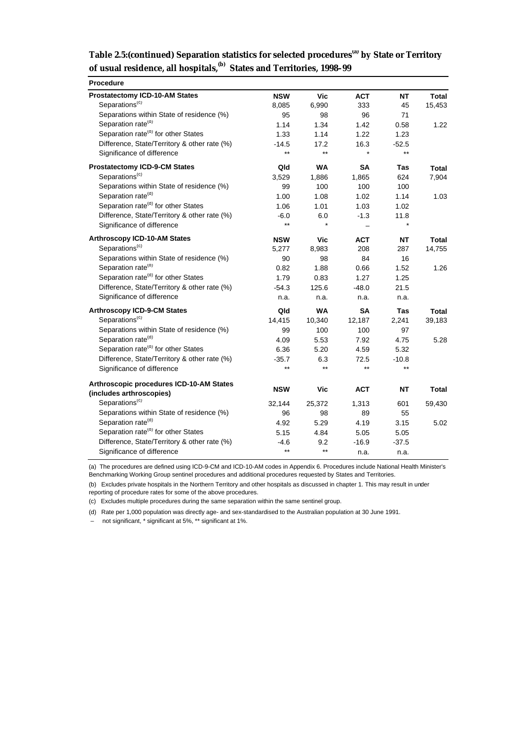**Table 2.5:(continued) Separation statistics for selected procedures[(a)] by State or Territory of usual residence, all hospitals,[(b)] States and Territories, 1998–99**

| Procedure | | | | | |
|---|---|---|---|---|---|
| **Prostatectomy ICD-10-AM States** | **NSW** | **Vic** | **ACT** | **NT** | **Total** |
| Separations[(c)] | 8,085 | 6,990 | 333 | 45 | 15,453 |
| Separations within State of residence (%) | 95 | 98 | 96 | 71 | |
| Separation rate[(d)] | 1.14 | 1.34 | 1.42 | 0.58 | 1.22 |
| Separation rate[(d)] for other States | 1.33 | 1.14 | 1.22 | 1.23 | |
| Difference, State/Territory & other rate (%) | -14.5 | 17.2 | 16.3 | -52.5 | |
| Significance of difference | ** | ** | * | ** | |
| **Prostatectomy ICD-9-CM States** | **Qld** | **WA** | **SA** | **Tas** | **Total** |
| Separations[(c)] | 3,529 | 1,886 | 1,865 | 624 | 7,904 |
| Separations within State of residence (%) | 99 | 100 | 100 | 100 | |
| Separation rate[(d)] | 1.00 | 1.08 | 1.02 | 1.14 | 1.03 |
| Separation rate[(d)] for other States | 1.06 | 1.01 | 1.03 | 1.02 | |
| Difference, State/Territory & other rate (%) | -6.0 | 6.0 | -1.3 | 11.8 | |
| Significance of difference | ** | * | – | * | |
| **Arthroscopy ICD-10-AM States** | **NSW** | **Vic** | **ACT** | **NT** | **Total** |
| Separations[(c)] | 5,277 | 8,983 | 208 | 287 | 14,755 |
| Separations within State of residence (%) | 90 | 98 | 84 | 16 | |
| Separation rate[(d)] | 0.82 | 1.88 | 0.66 | 1.52 | 1.26 |
| Separation rate[(d)] for other States | 1.79 | 0.83 | 1.27 | 1.25 | |
| Difference, State/Territory & other rate (%) | -54.3 | 125.6 | -48.0 | 21.5 | |
| Significance of difference | n.a. | n.a. | n.a. | n.a. | |
| **Arthroscopy ICD-9-CM States** | **Qld** | **WA** | **SA** | **Tas** | **Total** |
| Separations[(c)] | 14,415 | 10,340 | 12,187 | 2,241 | 39,183 |
| Separations within State of residence (%) | 99 | 100 | 100 | 97 | |
| Separation rate[(d)] | 4.09 | 5.53 | 7.92 | 4.75 | 5.28 |
| Separation rate[(d)] for other States | 6.36 | 5.20 | 4.59 | 5.32 | |
| Difference, State/Territory & other rate (%) | -35.7 | 6.3 | 72.5 | -10.8 | |
| Significance of difference | ** | ** | ** | ** | |
| **Arthroscopic procedures ICD-10-AM States (includes arthroscopies)** | **NSW** | **Vic** | **ACT** | **NT** | **Total** |
| Separations[(c)] | 32,144 | 25,372 | 1,313 | 601 | 59,430 |
| Separations within State of residence (%) | 96 | 98 | 89 | 55 | |
| Separation rate[(d)] | 4.92 | 5.29 | 4.19 | 3.15 | 5.02 |
| Separation rate[(d)] for other States | 5.15 | 4.84 | 5.05 | 5.05 | |
| Difference, State/Territory & other rate (%) | -4.6 | 9.2 | -16.9 | -37.5 | |
| Significance of difference | ** | ** | n.a. | n.a. | |

(a) The procedures are defined using ICD-9-CM and ICD-10-AM codes in Appendix 6. Procedures include National Health Minister's Benchmarking Working Group sentinel procedures and additional procedures requested by States and Territories.

(b) Excludes private hospitals in the Northern Territory and other hospitals as discussed in chapter 1. This may result in under reporting of procedure rates for some of the above procedures.

(c) Excludes multiple procedures during the same separation within the same sentinel group.

(d) Rate per 1,000 population was directly age- and sex-standardised to the Australian population at 30 June 1991.

– not significant, * significant at 5%, ** significant at 1%.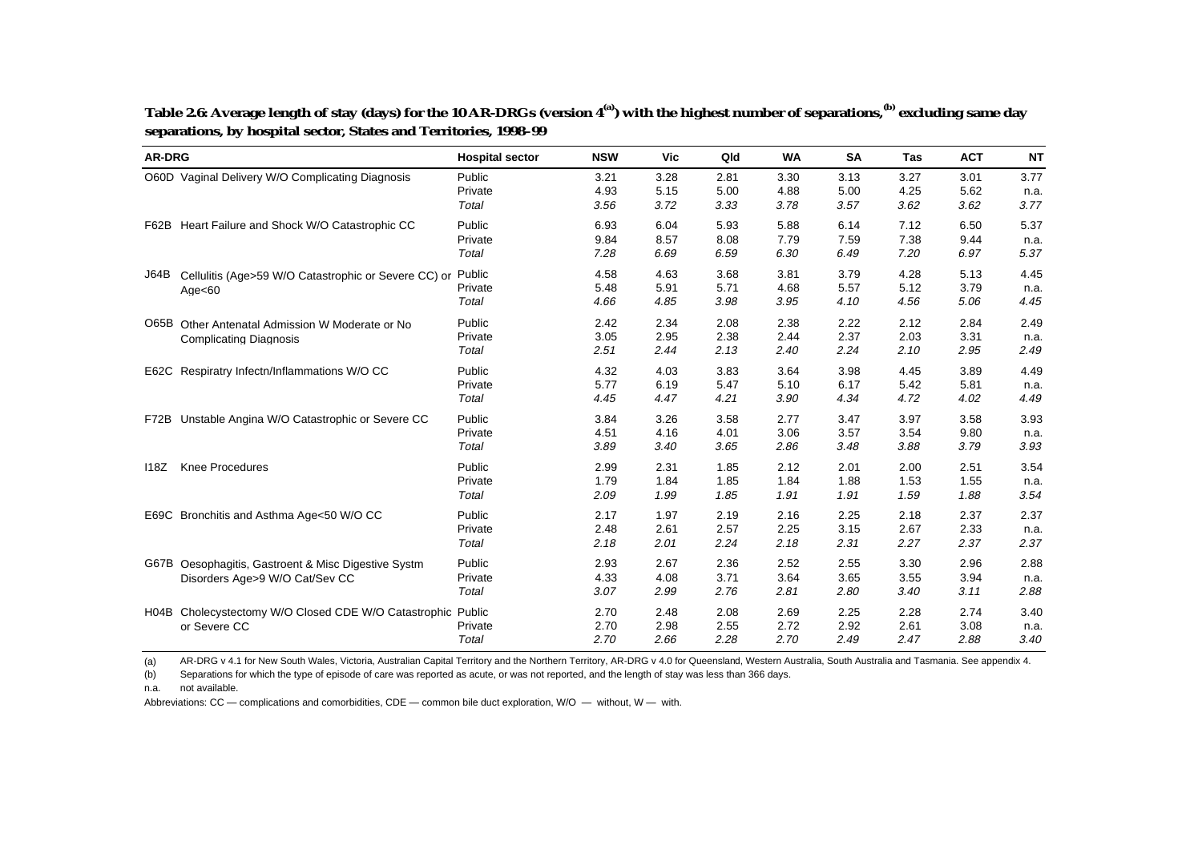**Table 2.6: Average length of stay (days) for the 10 AR-DRGs (version 4[(a)]) with the highest number of separations,[(b)] excluding same day separations, by hospital sector, States and Territories, 1998–99**

| AR-DRG | Hospital sector | NSW | Vic | Qld | WA | SA | Tas | ACT | NT |
|---|---|---|---|---|---|---|---|---|---|
| O60D Vaginal Delivery W/O Complicating Diagnosis | Public | 3.21 | 3.28 | 2.81 | 3.30 | 3.13 | 3.27 | 3.01 | 3.77 |
| | Private | 4.93 | 5.15 | 5.00 | 4.88 | 5.00 | 4.25 | 5.62 | n.a. |
| | *Total* | *3.56* | *3.72* | *3.33* | *3.78* | *3.57* | *3.62* | *3.62* | *3.77* |
| F62B Heart Failure and Shock W/O Catastrophic CC | Public | 6.93 | 6.04 | 5.93 | 5.88 | 6.14 | 7.12 | 6.50 | 5.37 |
| | Private | 9.84 | 8.57 | 8.08 | 7.79 | 7.59 | 7.38 | 9.44 | n.a. |
| | *Total* | *7.28* | *6.69* | *6.59* | *6.30* | *6.49* | *7.20* | *6.97* | *5.37* |
| J64B Cellulitis (Age>59 W/O Catastrophic or Severe CC) or Age<60 | Public | 4.58 | 4.63 | 3.68 | 3.81 | 3.79 | 4.28 | 5.13 | 4.45 |
| | Private | 5.48 | 5.91 | 5.71 | 4.68 | 5.57 | 5.12 | 3.79 | n.a. |
| | *Total* | *4.66* | *4.85* | *3.98* | *3.95* | *4.10* | *4.56* | *5.06* | *4.45* |
| O65B Other Antenatal Admission W Moderate or No Complicating Diagnosis | Public | 2.42 | 2.34 | 2.08 | 2.38 | 2.22 | 2.12 | 2.84 | 2.49 |
| | Private | 3.05 | 2.95 | 2.38 | 2.44 | 2.37 | 2.03 | 3.31 | n.a. |
| | *Total* | *2.51* | *2.44* | *2.13* | *2.40* | *2.24* | *2.10* | *2.95* | *2.49* |
| E62C Respiratry Infectn/Inflammations W/O CC | Public | 4.32 | 4.03 | 3.83 | 3.64 | 3.98 | 4.45 | 3.89 | 4.49 |
| | Private | 5.77 | 6.19 | 5.47 | 5.10 | 6.17 | 5.42 | 5.81 | n.a. |
| | *Total* | *4.45* | *4.47* | *4.21* | *3.90* | *4.34* | *4.72* | *4.02* | *4.49* |
| F72B Unstable Angina W/O Catastrophic or Severe CC | Public | 3.84 | 3.26 | 3.58 | 2.77 | 3.47 | 3.97 | 3.58 | 3.93 |
| | Private | 4.51 | 4.16 | 4.01 | 3.06 | 3.57 | 3.54 | 9.80 | n.a. |
| | *Total* | *3.89* | *3.40* | *3.65* | *2.86* | *3.48* | *3.88* | *3.79* | *3.93* |
| I18Z Knee Procedures | Public | 2.99 | 2.31 | 1.85 | 2.12 | 2.01 | 2.00 | 2.51 | 3.54 |
| | Private | 1.79 | 1.84 | 1.85 | 1.84 | 1.88 | 1.53 | 1.55 | n.a. |
| | *Total* | *2.09* | *1.99* | *1.85* | *1.91* | *1.91* | *1.59* | *1.88* | *3.54* |
| E69C Bronchitis and Asthma Age<50 W/O CC | Public | 2.17 | 1.97 | 2.19 | 2.16 | 2.25 | 2.18 | 2.37 | 2.37 |
| | Private | 2.48 | 2.61 | 2.57 | 2.25 | 3.15 | 2.67 | 2.33 | n.a. |
| | *Total* | *2.18* | *2.01* | *2.24* | *2.18* | *2.31* | *2.27* | *2.37* | *2.37* |
| G67B Oesophagitis, Gastroent & Misc Digestive Systm Disorders Age>9 W/O Cat/Sev CC | Public | 2.93 | 2.67 | 2.36 | 2.52 | 2.55 | 3.30 | 2.96 | 2.88 |
| | Private | 4.33 | 4.08 | 3.71 | 3.64 | 3.65 | 3.55 | 3.94 | n.a. |
| | *Total* | *3.07* | *2.99* | *2.76* | *2.81* | *2.80* | *3.40* | *3.11* | *2.88* |
| H04B Cholecystectomy W/O Closed CDE W/O Catastrophic or Severe CC | Public | 2.70 | 2.48 | 2.08 | 2.69 | 2.25 | 2.28 | 2.74 | 3.40 |
| | Private | 2.70 | 2.98 | 2.55 | 2.72 | 2.92 | 2.61 | 3.08 | n.a. |
| | *Total* | *2.70* | *2.66* | *2.28* | *2.70* | *2.49* | *2.47* | *2.88* | *3.40* |

(a) AR-DRG v 4.1 for New South Wales, Victoria, Australian Capital Territory and the Northern Territory, AR-DRG v 4.0 for Queensland, Western Australia, South Australia and Tasmania. See appendix 4.

(b) Separations for which the type of episode of care was reported as acute, or was not reported, and the length of stay was less than 366 days.

n.a. not available.

Abbreviations: CC — complications and comorbidities, CDE — common bile duct exploration, W/O — without, W — with.